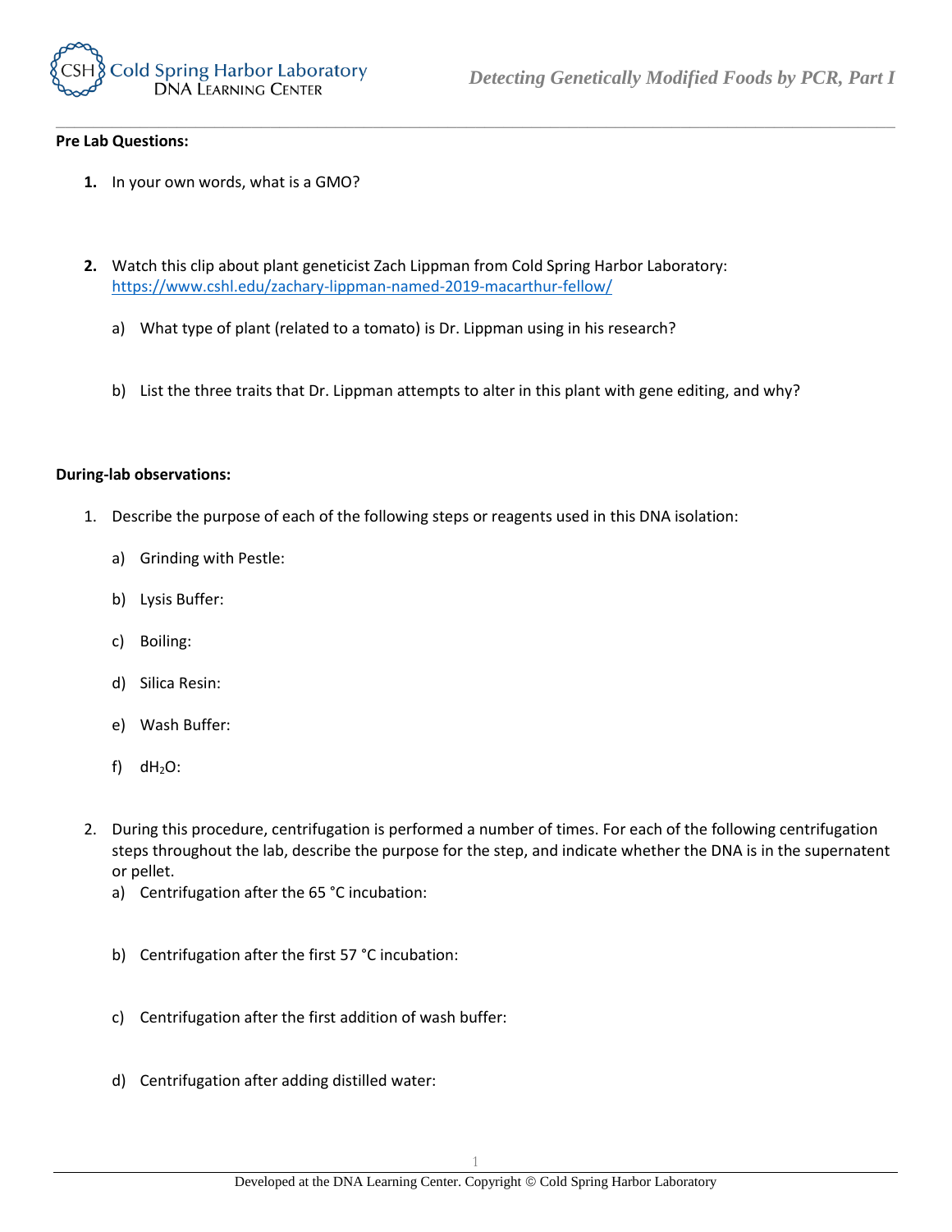**Pre Lab Questions:**

1. In your own words, what is a GMO?

2. Watch this clip about plant geneticist Zach Lippman from Cold Spring Harbor Laboratory: https://www.cshl.edu/zachary-lippman-named-2019-macarthur-fellow/

    a) What type of plant (related to a tomato) is Dr. Lippman using in his research?

    b) List the three traits that Dr. Lippman attempts to alter in this plant with gene editing, and why?

**During-lab observations:**

1. Describe the purpose of each of the following steps or reagents used in this DNA isolation:

    a) Grinding with Pestle:

    b) Lysis Buffer:

    c) Boiling:

    d) Silica Resin:

    e) Wash Buffer:

    f) $dH_2O$:

2. During this procedure, centrifugation is performed a number of times. For each of the following centrifugation steps throughout the lab, describe the purpose for the step, and indicate whether the DNA is in the supernatent or pellet.

    a) Centrifugation after the 65 °C incubation:

    b) Centrifugation after the first 57 °C incubation:

    c) Centrifugation after the first addition of wash buffer:

    d) Centrifugation after adding distilled water: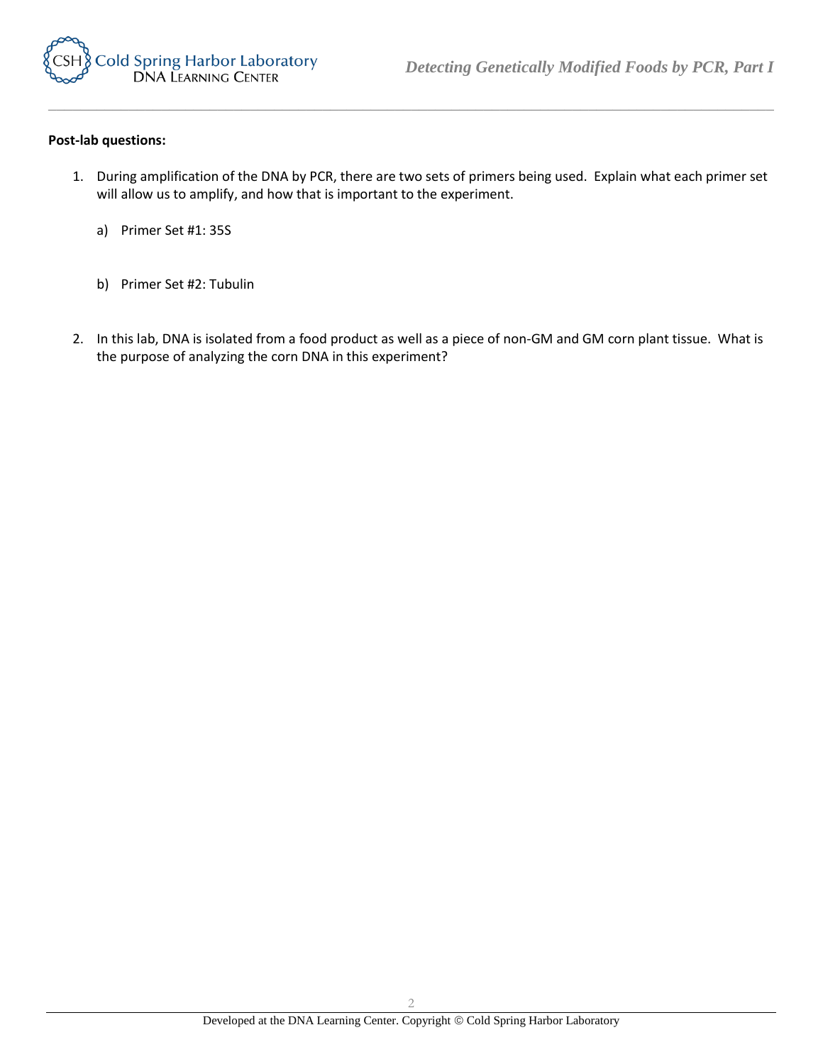**Post-lab questions:**

1. During amplification of the DNA by PCR, there are two sets of primers being used. Explain what each primer set will allow us to amplify, and how that is important to the experiment.

   a) Primer Set #1: 35S

   b) Primer Set #2: Tubulin

2. In this lab, DNA is isolated from a food product as well as a piece of non-GM and GM corn plant tissue. What is the purpose of analyzing the corn DNA in this experiment?